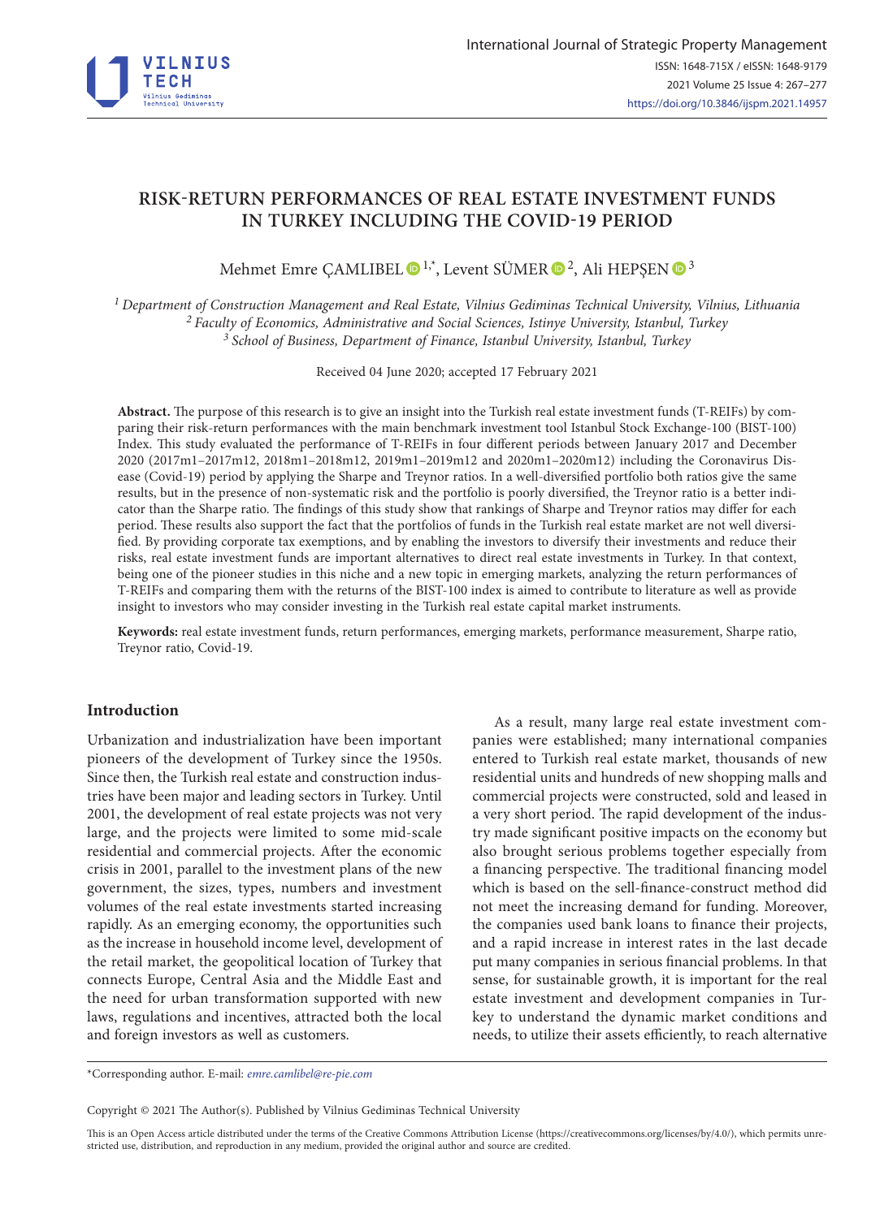# RISK-RETURN PERFORMANCES OF REAL ESTATE INVESTMENT FUNDS IN TURKEY INCLUDING THE COVID-19 PERIOD

Mehmet Emre ÇAMLIBEL [1,*], Levent SÜMER [2], Ali HEPŞEN [3]

[1] *Department of Construction Management and Real Estate, Vilnius Gediminas Technical University, Vilnius, Lithuania*
[2] *Faculty of Economics, Administrative and Social Sciences, Istinye University, Istanbul, Turkey*
[3] *School of Business, Department of Finance, Istanbul University, Istanbul, Turkey*

Received 04 June 2020; accepted 17 February 2021

**Abstract.** The purpose of this research is to give an insight into the Turkish real estate investment funds (T-REIFs) by comparing their risk-return performances with the main benchmark investment tool Istanbul Stock Exchange-100 (BIST-100) Index. This study evaluated the performance of T-REIFs in four different periods between January 2017 and December 2020 (2017m1–2017m12, 2018m1–2018m12, 2019m1–2019m12 and 2020m1–2020m12) including the Coronavirus Disease (Covid-19) period by applying the Sharpe and Treynor ratios. In a well-diversified portfolio both ratios give the same results, but in the presence of non-systematic risk and the portfolio is poorly diversified, the Treynor ratio is a better indicator than the Sharpe ratio. The findings of this study show that rankings of Sharpe and Treynor ratios may differ for each period. These results also support the fact that the portfolios of funds in the Turkish real estate market are not well diversified. By providing corporate tax exemptions, and by enabling the investors to diversify their investments and reduce their risks, real estate investment funds are important alternatives to direct real estate investments in Turkey. In that context, being one of the pioneer studies in this niche and a new topic in emerging markets, analyzing the return performances of T-REIFs and comparing them with the returns of the BIST-100 index is aimed to contribute to literature as well as provide insight to investors who may consider investing in the Turkish real estate capital market instruments.

**Keywords:** real estate investment funds, return performances, emerging markets, performance measurement, Sharpe ratio, Treynor ratio, Covid-19.

## Introduction

Urbanization and industrialization have been important pioneers of the development of Turkey since the 1950s. Since then, the Turkish real estate and construction industries have been major and leading sectors in Turkey. Until 2001, the development of real estate projects was not very large, and the projects were limited to some mid-scale residential and commercial projects. After the economic crisis in 2001, parallel to the investment plans of the new government, the sizes, types, numbers and investment volumes of the real estate investments started increasing rapidly. As an emerging economy, the opportunities such as the increase in household income level, development of the retail market, the geopolitical location of Turkey that connects Europe, Central Asia and the Middle East and the need for urban transformation supported with new laws, regulations and incentives, attracted both the local and foreign investors as well as customers.

As a result, many large real estate investment companies were established; many international companies entered to Turkish real estate market, thousands of new residential units and hundreds of new shopping malls and commercial projects were constructed, sold and leased in a very short period. The rapid development of the industry made significant positive impacts on the economy but also brought serious problems together especially from a financing perspective. The traditional financing model which is based on the sell-finance-construct method did not meet the increasing demand for funding. Moreover, the companies used bank loans to finance their projects, and a rapid increase in interest rates in the last decade put many companies in serious financial problems. In that sense, for sustainable growth, it is important for the real estate investment and development companies in Turkey to understand the dynamic market conditions and needs, to utilize their assets efficiently, to reach alternative

*Corresponding author. E-mail: *emre.camlibel@re-pie.com*

Copyright © 2021 The Author(s). Published by Vilnius Gediminas Technical University

This is an Open Access article distributed under the terms of the Creative Commons Attribution License (https://creativecommons.org/licenses/by/4.0/), which permits unrestricted use, distribution, and reproduction in any medium, provided the original author and source are credited.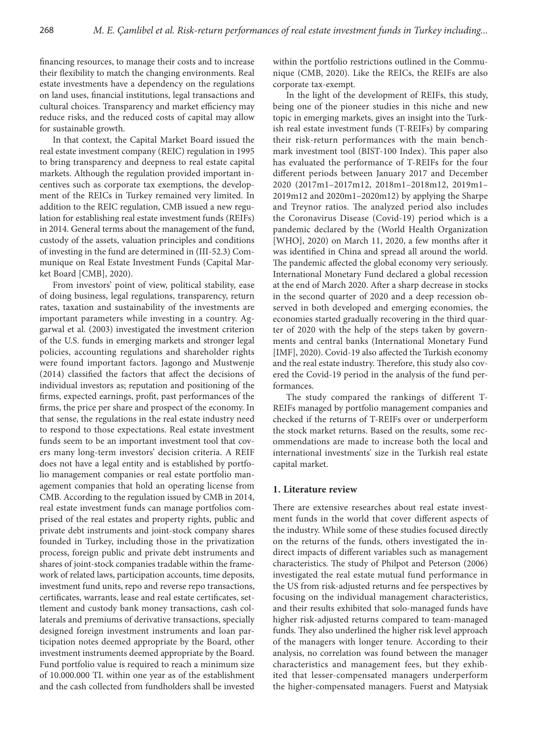financing resources, to manage their costs and to increase their flexibility to match the changing environments. Real estate investments have a dependency on the regulations on land uses, financial institutions, legal transactions and cultural choices. Transparency and market efficiency may reduce risks, and the reduced costs of capital may allow for sustainable growth.

In that context, the Capital Market Board issued the real estate investment company (REIC) regulation in 1995 to bring transparency and deepness to real estate capital markets. Although the regulation provided important incentives such as corporate tax exemptions, the development of the REICs in Turkey remained very limited. In addition to the REIC regulation, CMB issued a new regulation for establishing real estate investment funds (REIFs) in 2014. General terms about the management of the fund, custody of the assets, valuation principles and conditions of investing in the fund are determined in (III-52.3) Communique on Real Estate Investment Funds (Capital Market Board [CMB], 2020).

From investors' point of view, political stability, ease of doing business, legal regulations, transparency, return rates, taxation and sustainability of the investments are important parameters while investing in a country. Aggarwal et al. (2003) investigated the investment criterion of the U.S. funds in emerging markets and stronger legal policies, accounting regulations and shareholder rights were found important factors. Jagongo and Mustwenje (2014) classified the factors that affect the decisions of individual investors as; reputation and positioning of the firms, expected earnings, profit, past performances of the firms, the price per share and prospect of the economy. In that sense, the regulations in the real estate industry need to respond to those expectations. Real estate investment funds seem to be an important investment tool that covers many long-term investors' decision criteria. A REIF does not have a legal entity and is established by portfolio management companies or real estate portfolio management companies that hold an operating license from CMB. According to the regulation issued by CMB in 2014, real estate investment funds can manage portfolios comprised of the real estates and property rights, public and private debt instruments and joint-stock company shares founded in Turkey, including those in the privatization process, foreign public and private debt instruments and shares of joint-stock companies tradable within the framework of related laws, participation accounts, time deposits, investment fund units, repo and reverse repo transactions, certificates, warrants, lease and real estate certificates, settlement and custody bank money transactions, cash collaterals and premiums of derivative transactions, specially designed foreign investment instruments and loan participation notes deemed appropriate by the Board, other investment instruments deemed appropriate by the Board. Fund portfolio value is required to reach a minimum size of 10.000.000 TL within one year as of the establishment and the cash collected from fundholders shall be invested within the portfolio restrictions outlined in the Communique (CMB, 2020). Like the REICs, the REIFs are also corporate tax-exempt.

In the light of the development of REIFs, this study, being one of the pioneer studies in this niche and new topic in emerging markets, gives an insight into the Turkish real estate investment funds (T-REIFs) by comparing their risk-return performances with the main benchmark investment tool (BIST-100 Index). This paper also has evaluated the performance of T-REIFs for the four different periods between January 2017 and December 2020 (2017m1–2017m12, 2018m1–2018m12, 2019m1–2019m12 and 2020m1–2020m12) by applying the Sharpe and Treynor ratios. The analyzed period also includes the Coronavirus Disease (Covid-19) period which is a pandemic declared by the (World Health Organization [WHO], 2020) on March 11, 2020, a few months after it was identified in China and spread all around the world. The pandemic affected the global economy very seriously. International Monetary Fund declared a global recession at the end of March 2020. After a sharp decrease in stocks in the second quarter of 2020 and a deep recession observed in both developed and emerging economies, the economies started gradually recovering in the third quarter of 2020 with the help of the steps taken by governments and central banks (International Monetary Fund [IMF], 2020). Covid-19 also affected the Turkish economy and the real estate industry. Therefore, this study also covered the Covid-19 period in the analysis of the fund performances.

The study compared the rankings of different T-REIFs managed by portfolio management companies and checked if the returns of T-REIFs over or underperform the stock market returns. Based on the results, some recommendations are made to increase both the local and international investments' size in the Turkish real estate capital market.

## 1. Literature review

There are extensive researches about real estate investment funds in the world that cover different aspects of the industry. While some of these studies focused directly on the returns of the funds, others investigated the indirect impacts of different variables such as management characteristics. The study of Philpot and Peterson (2006) investigated the real estate mutual fund performance in the US from risk-adjusted returns and fee perspectives by focusing on the individual management characteristics, and their results exhibited that solo-managed funds have higher risk-adjusted returns compared to team-managed funds. They also underlined the higher risk level approach of the managers with longer tenure. According to their analysis, no correlation was found between the manager characteristics and management fees, but they exhibited that lesser-compensated managers underperform the higher-compensated managers. Fuerst and Matysiak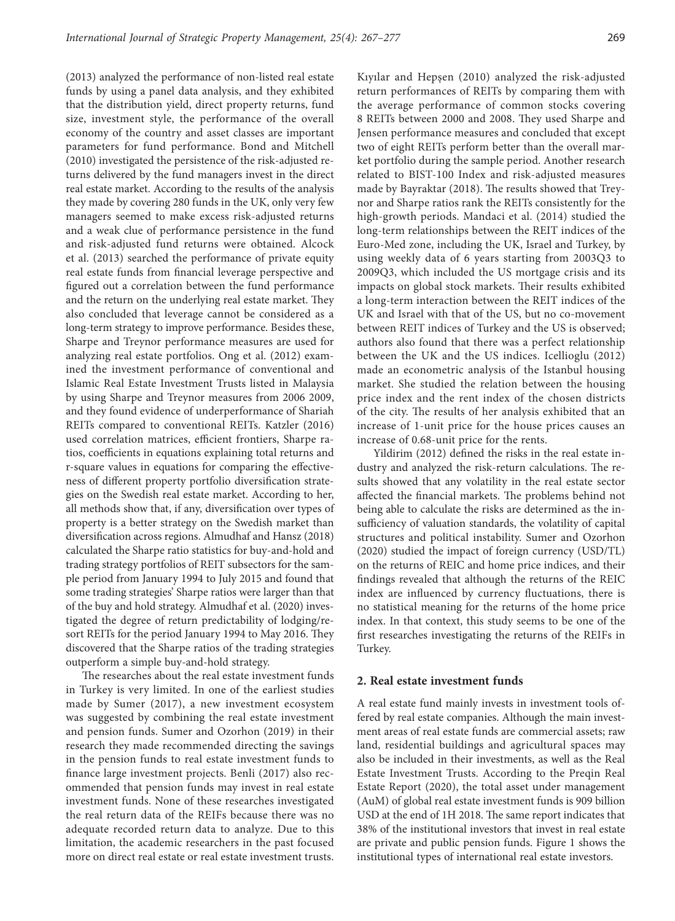(2013) analyzed the performance of non-listed real estate funds by using a panel data analysis, and they exhibited that the distribution yield, direct property returns, fund size, investment style, the performance of the overall economy of the country and asset classes are important parameters for fund performance. Bond and Mitchell (2010) investigated the persistence of the risk-adjusted returns delivered by the fund managers invest in the direct real estate market. According to the results of the analysis they made by covering 280 funds in the UK, only very few managers seemed to make excess risk-adjusted returns and a weak clue of performance persistence in the fund and risk-adjusted fund returns were obtained. Alcock et al. (2013) searched the performance of private equity real estate funds from financial leverage perspective and figured out a correlation between the fund performance and the return on the underlying real estate market. They also concluded that leverage cannot be considered as a long-term strategy to improve performance. Besides these, Sharpe and Treynor performance measures are used for analyzing real estate portfolios. Ong et al. (2012) examined the investment performance of conventional and Islamic Real Estate Investment Trusts listed in Malaysia by using Sharpe and Treynor measures from 2006 2009, and they found evidence of underperformance of Shariah REITs compared to conventional REITs. Katzler (2016) used correlation matrices, efficient frontiers, Sharpe ratios, coefficients in equations explaining total returns and r-square values in equations for comparing the effectiveness of different property portfolio diversification strategies on the Swedish real estate market. According to her, all methods show that, if any, diversification over types of property is a better strategy on the Swedish market than diversification across regions. Almudhaf and Hansz (2018) calculated the Sharpe ratio statistics for buy-and-hold and trading strategy portfolios of REIT subsectors for the sample period from January 1994 to July 2015 and found that some trading strategies' Sharpe ratios were larger than that of the buy and hold strategy. Almudhaf et al. (2020) investigated the degree of return predictability of lodging/resort REITs for the period January 1994 to May 2016. They discovered that the Sharpe ratios of the trading strategies outperform a simple buy-and-hold strategy.

The researches about the real estate investment funds in Turkey is very limited. In one of the earliest studies made by Sumer (2017), a new investment ecosystem was suggested by combining the real estate investment and pension funds. Sumer and Ozorhon (2019) in their research they made recommended directing the savings in the pension funds to real estate investment funds to finance large investment projects. Benli (2017) also recommended that pension funds may invest in real estate investment funds. None of these researches investigated the real return data of the REIFs because there was no adequate recorded return data to analyze. Due to this limitation, the academic researchers in the past focused more on direct real estate or real estate investment trusts. Kıyılar and Hepşen (2010) analyzed the risk-adjusted return performances of REITs by comparing them with the average performance of common stocks covering 8 REITs between 2000 and 2008. They used Sharpe and Jensen performance measures and concluded that except two of eight REITs perform better than the overall market portfolio during the sample period. Another research related to BIST-100 Index and risk-adjusted measures made by Bayraktar (2018). The results showed that Treynor and Sharpe ratios rank the REITs consistently for the high-growth periods. Mandaci et al. (2014) studied the long-term relationships between the REIT indices of the Euro-Med zone, including the UK, Israel and Turkey, by using weekly data of 6 years starting from 2003Q3 to 2009Q3, which included the US mortgage crisis and its impacts on global stock markets. Their results exhibited a long-term interaction between the REIT indices of the UK and Israel with that of the US, but no co-movement between REIT indices of Turkey and the US is observed; authors also found that there was a perfect relationship between the UK and the US indices. Icellioglu (2012) made an econometric analysis of the Istanbul housing market. She studied the relation between the housing price index and the rent index of the chosen districts of the city. The results of her analysis exhibited that an increase of 1-unit price for the house prices causes an increase of 0.68-unit price for the rents.

Yildirim (2012) defined the risks in the real estate industry and analyzed the risk-return calculations. The results showed that any volatility in the real estate sector affected the financial markets. The problems behind not being able to calculate the risks are determined as the insufficiency of valuation standards, the volatility of capital structures and political instability. Sumer and Ozorhon (2020) studied the impact of foreign currency (USD/TL) on the returns of REIC and home price indices, and their findings revealed that although the returns of the REIC index are influenced by currency fluctuations, there is no statistical meaning for the returns of the home price index. In that context, this study seems to be one of the first researches investigating the returns of the REIFs in Turkey.

## 2. Real estate investment funds

A real estate fund mainly invests in investment tools offered by real estate companies. Although the main investment areas of real estate funds are commercial assets; raw land, residential buildings and agricultural spaces may also be included in their investments, as well as the Real Estate Investment Trusts. According to the Preqin Real Estate Report (2020), the total asset under management (AuM) of global real estate investment funds is 909 billion USD at the end of 1H 2018. The same report indicates that 38% of the institutional investors that invest in real estate are private and public pension funds. Figure 1 shows the institutional types of international real estate investors.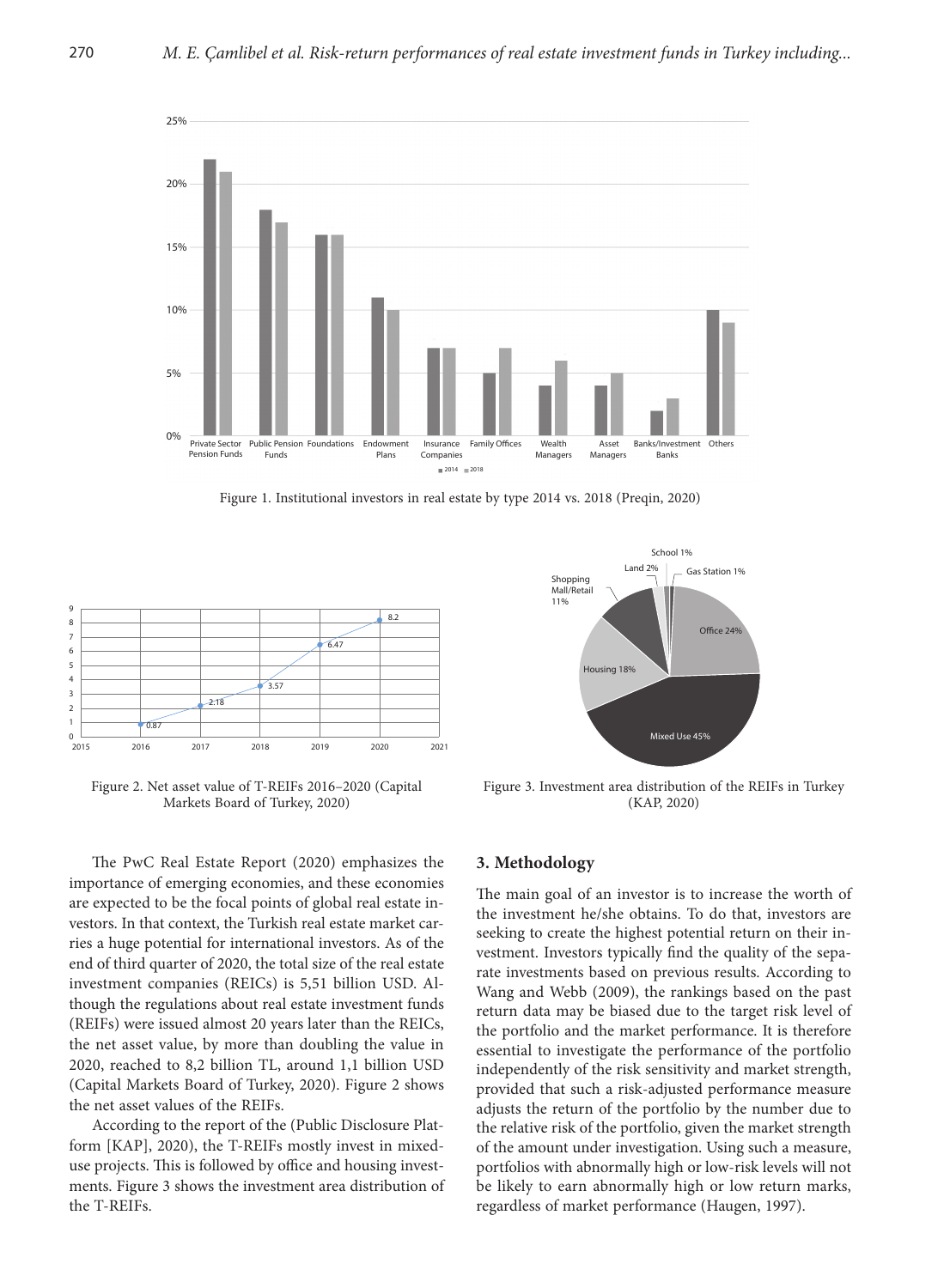25%
20%
15%
10%
5%
0%
Private Sector Pension Funds
Public Pension Funds
Foundations
Endowment Plans
Insurance Companies
Family Offices
Wealth Managers
Asset Managers
Banks/Investment Banks
Others
2014
2018

Figure 1. Institutional investors in real estate by type 2014 vs. 2018 (Preqin, 2020)

9
8
7
6
5
4
3
2
1
0
2015
2016
2017
2018
2019
2020
2021
0.87
2.18
3.57
6.47
8.2

Figure 2. Net asset value of T-REIFs 2016–2020 (Capital Markets Board of Turkey, 2020)

School 1%
Land 2%
Gas Station 1%
Shopping Mall/Retail 11%
Office 24%
Housing 18%
Mixed Use 45%

Figure 3. Investment area distribution of the REIFs in Turkey (KAP, 2020)

The PwC Real Estate Report (2020) emphasizes the importance of emerging economies, and these economies are expected to be the focal points of global real estate investors. In that context, the Turkish real estate market carries a huge potential for international investors. As of the end of third quarter of 2020, the total size of the real estate investment companies (REICs) is 5,51 billion USD. Although the regulations about real estate investment funds (REIFs) were issued almost 20 years later than the REICs, the net asset value, by more than doubling the value in 2020, reached to 8,2 billion TL, around 1,1 billion USD (Capital Markets Board of Turkey, 2020). Figure 2 shows the net asset values of the REIFs.

According to the report of the (Public Disclosure Platform [KAP], 2020), the T-REIFs mostly invest in mixed-use projects. This is followed by office and housing investments. Figure 3 shows the investment area distribution of the T-REIFs.

## 3. Methodology

The main goal of an investor is to increase the worth of the investment he/she obtains. To do that, investors are seeking to create the highest potential return on their investment. Investors typically find the quality of the separate investments based on previous results. According to Wang and Webb (2009), the rankings based on the past return data may be biased due to the target risk level of the portfolio and the market performance. It is therefore essential to investigate the performance of the portfolio independently of the risk sensitivity and market strength, provided that such a risk-adjusted performance measure adjusts the return of the portfolio by the number due to the relative risk of the portfolio, given the market strength of the amount under investigation. Using such a measure, portfolios with abnormally high or low-risk levels will not be likely to earn abnormally high or low return marks, regardless of market performance (Haugen, 1997).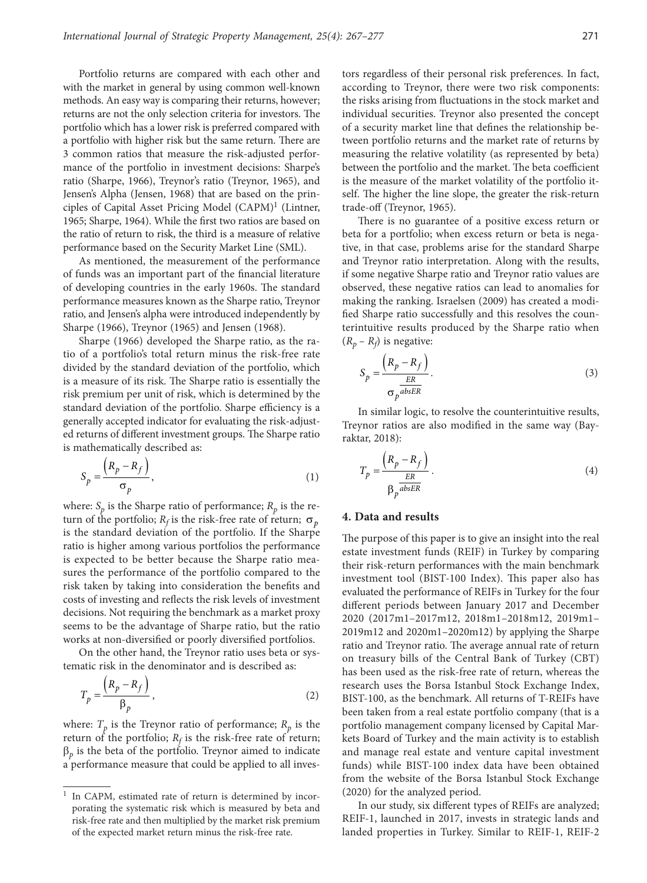Portfolio returns are compared with each other and with the market in general by using common well-known methods. An easy way is comparing their returns, however; returns are not the only selection criteria for investors. The portfolio which has a lower risk is preferred compared with a portfolio with higher risk but the same return. There are 3 common ratios that measure the risk-adjusted performance of the portfolio in investment decisions: Sharpe's ratio (Sharpe, 1966), Treynor's ratio (Treynor, 1965), and Jensen's Alpha (Jensen, 1968) that are based on the principles of Capital Asset Pricing Model (CAPM)[1] (Lintner, 1965; Sharpe, 1964). While the first two ratios are based on the ratio of return to risk, the third is a measure of relative performance based on the Security Market Line (SML).

As mentioned, the measurement of the performance of funds was an important part of the financial literature of developing countries in the early 1960s. The standard performance measures known as the Sharpe ratio, Treynor ratio, and Jensen's alpha were introduced independently by Sharpe (1966), Treynor (1965) and Jensen (1968).

Sharpe (1966) developed the Sharpe ratio, as the ratio of a portfolio's total return minus the risk-free rate divided by the standard deviation of the portfolio, which is a measure of its risk. The Sharpe ratio is essentially the risk premium per unit of risk, which is determined by the standard deviation of the portfolio. Sharpe efficiency is a generally accepted indicator for evaluating the risk-adjusted returns of different investment groups. The Sharpe ratio is mathematically described as:

$$S_p = \frac{\left(R_p - R_f\right)}{\sigma_p}, \tag{1}$$

where: $S_p$ is the Sharpe ratio of performance; $R_p$ is the return of the portfolio; $R_f$ is the risk-free rate of return; $\sigma_p$ is the standard deviation of the portfolio. If the Sharpe ratio is higher among various portfolios the performance is expected to be better because the Sharpe ratio measures the performance of the portfolio compared to the risk taken by taking into consideration the benefits and costs of investing and reflects the risk levels of investment decisions. Not requiring the benchmark as a market proxy seems to be the advantage of Sharpe ratio, but the ratio works at non-diversified or poorly diversified portfolios.

On the other hand, the Treynor ratio uses beta or systematic risk in the denominator and is described as:

$$T_p = \frac{\left(R_p - R_f\right)}{\beta_p}, \tag{2}$$

where: $T_p$ is the Treynor ratio of performance; $R_p$ is the return of the portfolio; $R_f$ is the risk-free rate of return; $\beta_p$ is the beta of the portfolio. Treynor aimed to indicate a performance measure that could be applied to all investors regardless of their personal risk preferences. In fact, according to Treynor, there were two risk components: the risks arising from fluctuations in the stock market and individual securities. Treynor also presented the concept of a security market line that defines the relationship between portfolio returns and the market rate of returns by measuring the relative volatility (as represented by beta) between the portfolio and the market. The beta coefficient is the measure of the market volatility of the portfolio itself. The higher the line slope, the greater the risk-return trade-off (Treynor, 1965).

There is no guarantee of a positive excess return or beta for a portfolio; when excess return or beta is negative, in that case, problems arise for the standard Sharpe and Treynor ratio interpretation. Along with the results, if some negative Sharpe ratio and Treynor ratio values are observed, these negative ratios can lead to anomalies for making the ranking. Israelsen (2009) has created a modified Sharpe ratio successfully and this resolves the counterintuitive results produced by the Sharpe ratio when ($R_p - R_f$) is negative:

$$S_p = \frac{\left(R_p - R_f\right)}{\sigma_p^{\frac{ER}{absER}}}. \tag{3}$$

In similar logic, to resolve the counterintuitive results, Treynor ratios are also modified in the same way (Bayraktar, 2018):

$$T_p = \frac{\left(R_p - R_f\right)}{\beta_p^{\frac{ER}{absER}}}. \tag{4}$$

## 4. Data and results

The purpose of this paper is to give an insight into the real estate investment funds (REIF) in Turkey by comparing their risk-return performances with the main benchmark investment tool (BIST-100 Index). This paper also has evaluated the performance of REIFs in Turkey for the four different periods between January 2017 and December 2020 (2017m1–2017m12, 2018m1–2018m12, 2019m1–2019m12 and 2020m1–2020m12) by applying the Sharpe ratio and Treynor ratio. The average annual rate of return on treasury bills of the Central Bank of Turkey (CBT) has been used as the risk-free rate of return, whereas the research uses the Borsa Istanbul Stock Exchange Index, BIST-100, as the benchmark. All returns of T-REIFs have been taken from a real estate portfolio company (that is a portfolio management company licensed by Capital Markets Board of Turkey and the main activity is to establish and manage real estate and venture capital investment funds) while BIST-100 index data have been obtained from the website of the Borsa Istanbul Stock Exchange (2020) for the analyzed period.

In our study, six different types of REIFs are analyzed; REIF-1, launched in 2017, invests in strategic lands and landed properties in Turkey. Similar to REIF-1, REIF-2

[1] In CAPM, estimated rate of return is determined by incorporating the systematic risk which is measured by beta and risk-free rate and then multiplied by the market risk premium of the expected market return minus the risk-free rate.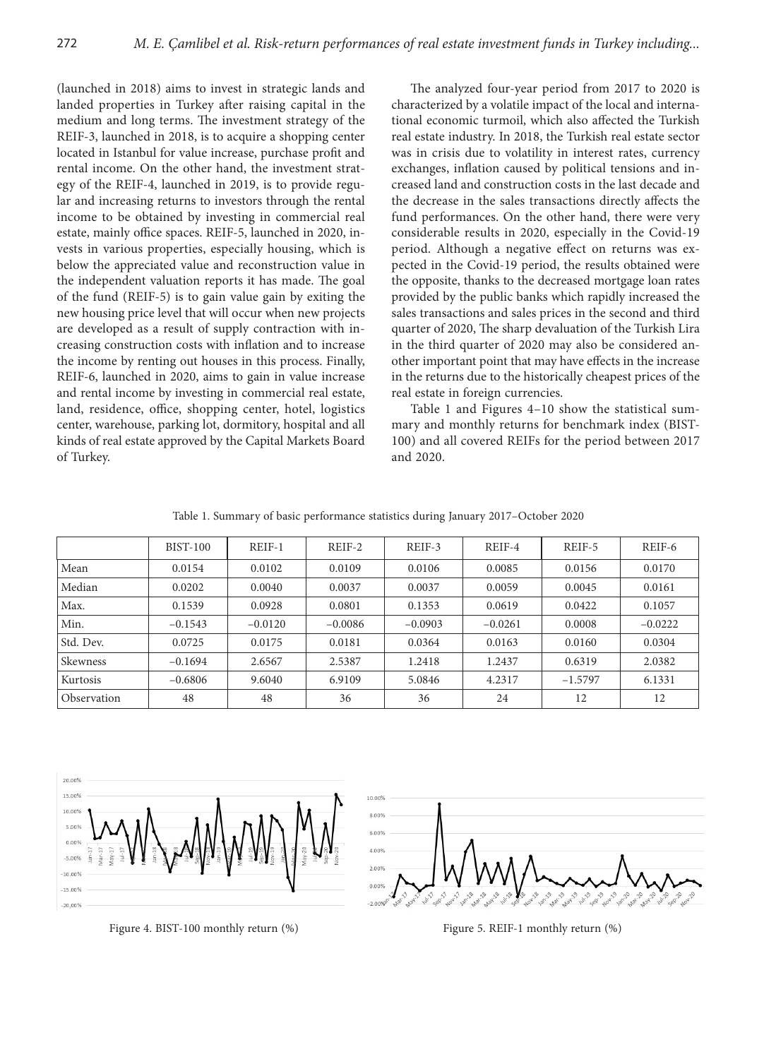(launched in 2018) aims to invest in strategic lands and landed properties in Turkey after raising capital in the medium and long terms. The investment strategy of the REIF-3, launched in 2018, is to acquire a shopping center located in Istanbul for value increase, purchase profit and rental income. On the other hand, the investment strategy of the REIF-4, launched in 2019, is to provide regular and increasing returns to investors through the rental income to be obtained by investing in commercial real estate, mainly office spaces. REIF-5, launched in 2020, invests in various properties, especially housing, which is below the appreciated value and reconstruction value in the independent valuation reports it has made. The goal of the fund (REIF-5) is to gain value gain by exiting the new housing price level that will occur when new projects are developed as a result of supply contraction with increasing construction costs with inflation and to increase the income by renting out houses in this process. Finally, REIF-6, launched in 2020, aims to gain in value increase and rental income by investing in commercial real estate, land, residence, office, shopping center, hotel, logistics center, warehouse, parking lot, dormitory, hospital and all kinds of real estate approved by the Capital Markets Board of Turkey.

The analyzed four-year period from 2017 to 2020 is characterized by a volatile impact of the local and international economic turmoil, which also affected the Turkish real estate industry. In 2018, the Turkish real estate sector was in crisis due to volatility in interest rates, currency exchanges, inflation caused by political tensions and increased land and construction costs in the last decade and the decrease in the sales transactions directly affects the fund performances. On the other hand, there were very considerable results in 2020, especially in the Covid-19 period. Although a negative effect on returns was expected in the Covid-19 period, the results obtained were the opposite, thanks to the decreased mortgage loan rates provided by the public banks which rapidly increased the sales transactions and sales prices in the second and third quarter of 2020, The sharp devaluation of the Turkish Lira in the third quarter of 2020 may also be considered another important point that may have effects in the increase in the returns due to the historically cheapest prices of the real estate in foreign currencies.

Table 1 and Figures 4–10 show the statistical summary and monthly returns for benchmark index (BIST-100) and all covered REIFs for the period between 2017 and 2020.

Table 1. Summary of basic performance statistics during January 2017–October 2020

| | BIST-100 | REIF-1 | REIF-2 | REIF-3 | REIF-4 | REIF-5 | REIF-6 |
|---|---|---|---|---|---|---|---|
| Mean | 0.0154 | 0.0102 | 0.0109 | 0.0106 | 0.0085 | 0.0156 | 0.0170 |
| Median | 0.0202 | 0.0040 | 0.0037 | 0.0037 | 0.0059 | 0.0045 | 0.0161 |
| Max. | 0.1539 | 0.0928 | 0.0801 | 0.1353 | 0.0619 | 0.0422 | 0.1057 |
| Min. | −0.1543 | −0.0120 | −0.0086 | −0.0903 | −0.0261 | 0.0008 | −0.0222 |
| Std. Dev. | 0.0725 | 0.0175 | 0.0181 | 0.0364 | 0.0163 | 0.0160 | 0.0304 |
| Skewness | −0.1694 | 2.6567 | 2.5387 | 1.2418 | 1.2437 | 0.6319 | 2.0382 |
| Kurtosis | −0.6806 | 9.6040 | 6.9109 | 5.0846 | 4.2317 | −1.5797 | 6.1331 |
| Observation | 48 | 48 | 36 | 36 | 24 | 12 | 12 |

20.00%
15.00%
10.00%
5.00%
0.00%
-5.00%
-10.00%
-15.00%
-20.00%
Jan-17 Mar-17 May-17 Jul-17 Sep-17 Nov-17 Jan-18 Mar-18 May-18 Jul-18 Sep-18 Nov-18 Jan-19 Mar-19 May-19 Jul-19 Sep-19 Nov-19 Jan-20 Mar-20 May-20 Jul-20 Sep-20 Nov-20

Figure 4. BIST-100 monthly return (%)

10.00%
8.00%
6.00%
4.00%
2.00%
0.00%
-2.00%
Jan-17 Mar-17 May-17 Jul-17 Sep-17 Nov-17 Jan-18 Mar-18 May-18 Jul-18 Sep-18 Nov-18 Jan-19 Mar-19 May-19 Jul-19 Sep-19 Nov-19 Jan-20 Mar-20 May-20 Jul-20 Sep-20 Nov-20

Figure 5. REIF-1 monthly return (%)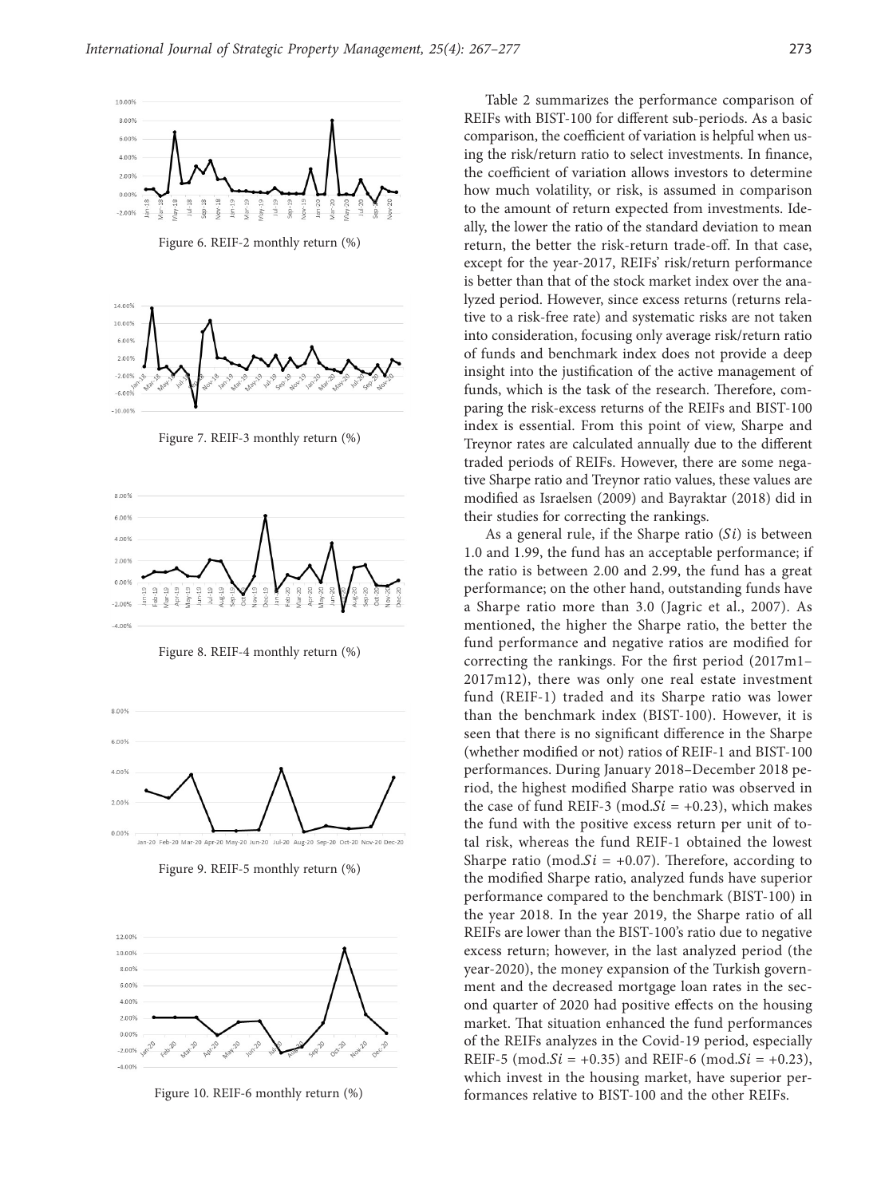10.00%
8.00%
6.00%
4.00%
2.00%
0.00%
-2.00%
Jan-18 Mar-18 May-18 Jul-18 Sep-18 Nov-18 Jan-19 Mar-19 May-19 Jul-19 Sep-19 Nov-19 Jan-20 Mar-20 May-20 Jul-20 Sep-20 Nov-20

Figure 6. REIF-2 monthly return (%)

14.00%
10.00%
6.00%
2.00%
-2.00%
-6.00%
-10.00%
Jan-18 Mar-18 May-18 Jul-18 Sep-18 Nov-18 Jan-19 Mar-19 May-19 Jul-19 Sep-19 Nov-19 Jan-20 Mar-20 May-20 Jul-20 Sep-20 Nov-20

Figure 7. REIF-3 monthly return (%)

8.00%
6.00%
4.00%
2.00%
0.00%
-2.00%
-4.00%
Jan-19 Feb-19 Mar-19 Apr-19 May-19 Jun-19 Jul-19 Aug-19 Sep-19 Oct-19 Nov-19 Dec-19 Jan-20 Feb-20 Mar-20 Apr-20 May-20 Jun-20 Jul-20 Aug-20 Sep-20 Oct-20 Nov-20 Dec-20

Figure 8. REIF-4 monthly return (%)

8.00%
6.00%
4.00%
2.00%
0.00%
Jan-20 Feb-20 Mar-20 Apr-20 May-20 Jun-20 Jul-20 Aug-20 Sep-20 Oct-20 Nov-20 Dec-20

Figure 9. REIF-5 monthly return (%)

12.00%
10.00%
8.00%
6.00%
4.00%
2.00%
0.00%
-2.00%
-4.00%
Jan-20 Feb-20 Mar-20 Apr-20 May-20 Jun-20 Jul-20 Aug-20 Sep-20 Oct-20 Nov-20 Dec-20

Figure 10. REIF-6 monthly return (%)

Table 2 summarizes the performance comparison of REIFs with BIST-100 for different sub-periods. As a basic comparison, the coefficient of variation is helpful when using the risk/return ratio to select investments. In finance, the coefficient of variation allows investors to determine how much volatility, or risk, is assumed in comparison to the amount of return expected from investments. Ideally, the lower the ratio of the standard deviation to mean return, the better the risk-return trade-off. In that case, except for the year-2017, REIFs' risk/return performance is better than that of the stock market index over the analyzed period. However, since excess returns (returns relative to a risk-free rate) and systematic risks are not taken into consideration, focusing only average risk/return ratio of funds and benchmark index does not provide a deep insight into the justification of the active management of funds, which is the task of the research. Therefore, comparing the risk-excess returns of the REIFs and BIST-100 index is essential. From this point of view, Sharpe and Treynor rates are calculated annually due to the different traded periods of REIFs. However, there are some negative Sharpe ratio and Treynor ratio values, these values are modified as Israelsen (2009) and Bayraktar (2018) did in their studies for correcting the rankings.

As a general rule, if the Sharpe ratio ($Si$) is between 1.0 and 1.99, the fund has an acceptable performance; if the ratio is between 2.00 and 2.99, the fund has a great performance; on the other hand, outstanding funds have a Sharpe ratio more than 3.0 (Jagric et al., 2007). As mentioned, the higher the Sharpe ratio, the better the fund performance and negative ratios are modified for correcting the rankings. For the first period (2017m1–2017m12), there was only one real estate investment fund (REIF-1) traded and its Sharpe ratio was lower than the benchmark index (BIST-100). However, it is seen that there is no significant difference in the Sharpe (whether modified or not) ratios of REIF-1 and BIST-100 performances. During January 2018–December 2018 period, the highest modified Sharpe ratio was observed in the case of fund REIF-3 (mod.$Si$ = +0.23), which makes the fund with the positive excess return per unit of total risk, whereas the fund REIF-1 obtained the lowest Sharpe ratio (mod.$Si$ = +0.07). Therefore, according to the modified Sharpe ratio, analyzed funds have superior performance compared to the benchmark (BIST-100) in the year 2018. In the year 2019, the Sharpe ratio of all REIFs are lower than the BIST-100's ratio due to negative excess return; however, in the last analyzed period (the year-2020), the money expansion of the Turkish government and the decreased mortgage loan rates in the second quarter of 2020 had positive effects on the housing market. That situation enhanced the fund performances of the REIFs analyzes in the Covid-19 period, especially REIF-5 (mod.$Si$ = +0.35) and REIF-6 (mod.$Si$ = +0.23), which invest in the housing market, have superior performances relative to BIST-100 and the other REIFs.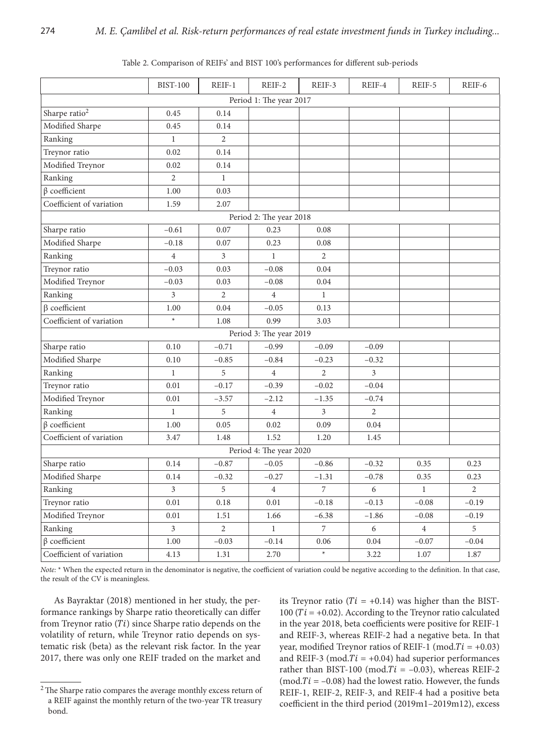Table 2. Comparison of REIFs' and BIST 100's performances for different sub-periods

| | BIST-100 | REIF-1 | REIF-2 | REIF-3 | REIF-4 | REIF-5 | REIF-6 |
|---|---|---|---|---|---|---|---|
| Period 1: The year 2017 | | | | | | | |
| Sharpe ratio[2] | 0.45 | 0.14 | | | | | |
| Modified Sharpe | 0.45 | 0.14 | | | | | |
| Ranking | 1 | 2 | | | | | |
| Treynor ratio | 0.02 | 0.14 | | | | | |
| Modified Treynor | 0.02 | 0.14 | | | | | |
| Ranking | 2 | 1 | | | | | |
| β coefficient | 1.00 | 0.03 | | | | | |
| Coefficient of variation | 1.59 | 2.07 | | | | | |
| Period 2: The year 2018 | | | | | | | |
| Sharpe ratio | −0.61 | 0.07 | 0.23 | 0.08 | | | |
| Modified Sharpe | −0.18 | 0.07 | 0.23 | 0.08 | | | |
| Ranking | 4 | 3 | 1 | 2 | | | |
| Treynor ratio | −0.03 | 0.03 | −0.08 | 0.04 | | | |
| Modified Treynor | −0.03 | 0.03 | −0.08 | 0.04 | | | |
| Ranking | 3 | 2 | 4 | 1 | | | |
| β coefficient | 1.00 | 0.04 | −0.05 | 0.13 | | | |
| Coefficient of variation | * | 1.08 | 0.99 | 3.03 | | | |
| Period 3: The year 2019 | | | | | | | |
| Sharpe ratio | 0.10 | −0.71 | −0.99 | −0.09 | −0.09 | | |
| Modified Sharpe | 0.10 | −0.85 | −0.84 | −0.23 | −0.32 | | |
| Ranking | 1 | 5 | 4 | 2 | 3 | | |
| Treynor ratio | 0.01 | −0.17 | −0.39 | −0.02 | −0.04 | | |
| Modified Treynor | 0.01 | −3.57 | −2.12 | −1.35 | −0.74 | | |
| Ranking | 1 | 5 | 4 | 3 | 2 | | |
| β coefficient | 1.00 | 0.05 | 0.02 | 0.09 | 0.04 | | |
| Coefficient of variation | 3.47 | 1.48 | 1.52 | 1.20 | 1.45 | | |
| Period 4: The year 2020 | | | | | | | |
| Sharpe ratio | 0.14 | −0.87 | −0.05 | −0.86 | −0.32 | 0.35 | 0.23 |
| Modified Sharpe | 0.14 | −0.32 | −0.27 | −1.31 | −0.78 | 0.35 | 0.23 |
| Ranking | 3 | 5 | 4 | 7 | 6 | 1 | 2 |
| Treynor ratio | 0.01 | 0.18 | 0.01 | −0.18 | −0.13 | −0.08 | −0.19 |
| Modified Treynor | 0.01 | 1.51 | 1.66 | −6.38 | −1.86 | −0.08 | −0.19 |
| Ranking | 3 | 2 | 1 | 7 | 6 | 4 | 5 |
| β coefficient | 1.00 | −0.03 | −0.14 | 0.06 | 0.04 | −0.07 | −0.04 |
| Coefficient of variation | 4.13 | 1.31 | 2.70 | * | 3.22 | 1.07 | 1.87 |

*Note:* * When the expected return in the denominator is negative, the coefficient of variation could be negative according to the definition. In that case, the result of the CV is meaningless.

As Bayraktar (2018) mentioned in her study, the performance rankings by Sharpe ratio theoretically can differ from Treynor ratio ($Ti$) since Sharpe ratio depends on the volatility of return, while Treynor ratio depends on systematic risk (beta) as the relevant risk factor. In the year 2017, there was only one REIF traded on the market and its Treynor ratio ($Ti$ = +0.14) was higher than the BIST-100 ($Ti$ = +0.02). According to the Treynor ratio calculated in the year 2018, beta coefficients were positive for REIF-1 and REIF-3, whereas REIF-2 had a negative beta. In that year, modified Treynor ratios of REIF-1 (mod.$Ti$ = +0.03) and REIF-3 (mod.$Ti$ = +0.04) had superior performances rather than BIST-100 (mod.$Ti$ = −0.03), whereas REIF-2 (mod.$Ti$ = −0.08) had the lowest ratio. However, the funds REIF-1, REIF-2, REIF-3, and REIF-4 had a positive beta coefficient in the third period (2019m1–2019m12), excess

[2] The Sharpe ratio compares the average monthly excess return of a REIF against the monthly return of the two-year TR treasury bond.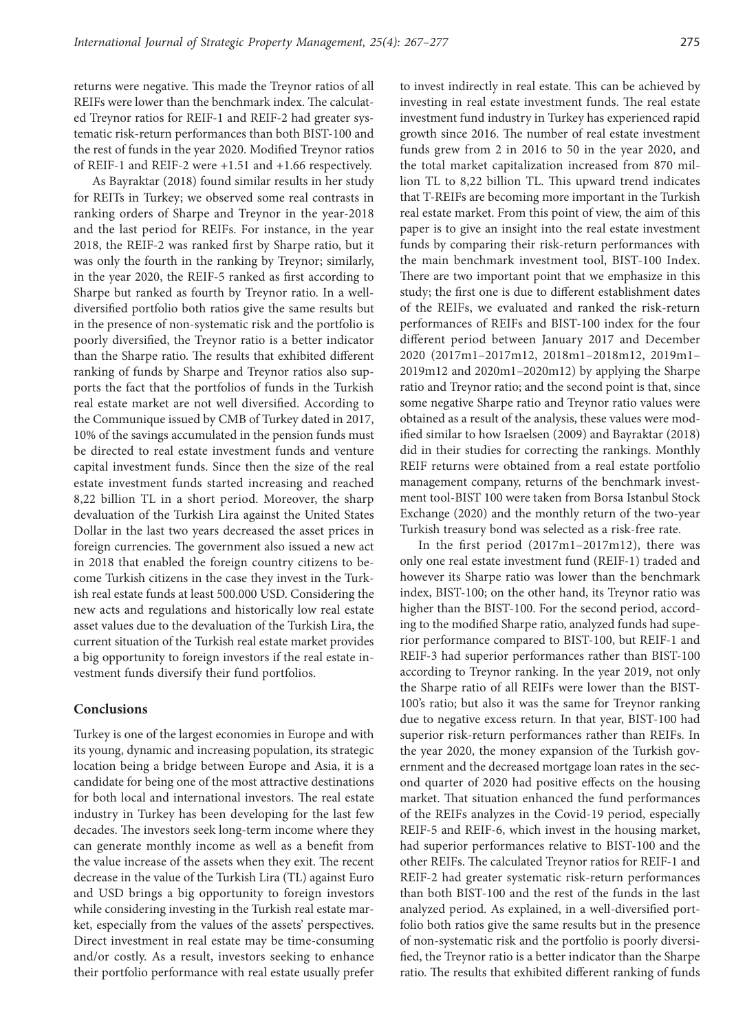returns were negative. This made the Treynor ratios of all REIFs were lower than the benchmark index. The calculated Treynor ratios for REIF-1 and REIF-2 had greater systematic risk-return performances than both BIST-100 and the rest of funds in the year 2020. Modified Treynor ratios of REIF-1 and REIF-2 were +1.51 and +1.66 respectively.

As Bayraktar (2018) found similar results in her study for REITs in Turkey; we observed some real contrasts in ranking orders of Sharpe and Treynor in the year-2018 and the last period for REIFs. For instance, in the year 2018, the REIF-2 was ranked first by Sharpe ratio, but it was only the fourth in the ranking by Treynor; similarly, in the year 2020, the REIF-5 ranked as first according to Sharpe but ranked as fourth by Treynor ratio. In a well-diversified portfolio both ratios give the same results but in the presence of non-systematic risk and the portfolio is poorly diversified, the Treynor ratio is a better indicator than the Sharpe ratio. The results that exhibited different ranking of funds by Sharpe and Treynor ratios also supports the fact that the portfolios of funds in the Turkish real estate market are not well diversified. According to the Communique issued by CMB of Turkey dated in 2017, 10% of the savings accumulated in the pension funds must be directed to real estate investment funds and venture capital investment funds. Since then the size of the real estate investment funds started increasing and reached 8,22 billion TL in a short period. Moreover, the sharp devaluation of the Turkish Lira against the United States Dollar in the last two years decreased the asset prices in foreign currencies. The government also issued a new act in 2018 that enabled the foreign country citizens to become Turkish citizens in the case they invest in the Turkish real estate funds at least 500.000 USD. Considering the new acts and regulations and historically low real estate asset values due to the devaluation of the Turkish Lira, the current situation of the Turkish real estate market provides a big opportunity to foreign investors if the real estate investment funds diversify their fund portfolios.

## Conclusions

Turkey is one of the largest economies in Europe and with its young, dynamic and increasing population, its strategic location being a bridge between Europe and Asia, it is a candidate for being one of the most attractive destinations for both local and international investors. The real estate industry in Turkey has been developing for the last few decades. The investors seek long-term income where they can generate monthly income as well as a benefit from the value increase of the assets when they exit. The recent decrease in the value of the Turkish Lira (TL) against Euro and USD brings a big opportunity to foreign investors while considering investing in the Turkish real estate market, especially from the values of the assets' perspectives. Direct investment in real estate may be time-consuming and/or costly. As a result, investors seeking to enhance their portfolio performance with real estate usually prefer to invest indirectly in real estate. This can be achieved by investing in real estate investment funds. The real estate investment fund industry in Turkey has experienced rapid growth since 2016. The number of real estate investment funds grew from 2 in 2016 to 50 in the year 2020, and the total market capitalization increased from 870 million TL to 8,22 billion TL. This upward trend indicates that T-REIFs are becoming more important in the Turkish real estate market. From this point of view, the aim of this paper is to give an insight into the real estate investment funds by comparing their risk-return performances with the main benchmark investment tool, BIST-100 Index. There are two important point that we emphasize in this study; the first one is due to different establishment dates of the REIFs, we evaluated and ranked the risk-return performances of REIFs and BIST-100 index for the four different period between January 2017 and December 2020 (2017m1–2017m12, 2018m1–2018m12, 2019m1–2019m12 and 2020m1–2020m12) by applying the Sharpe ratio and Treynor ratio; and the second point is that, since some negative Sharpe ratio and Treynor ratio values were obtained as a result of the analysis, these values were modified similar to how Israelsen (2009) and Bayraktar (2018) did in their studies for correcting the rankings. Monthly REIF returns were obtained from a real estate portfolio management company, returns of the benchmark investment tool-BIST 100 were taken from Borsa Istanbul Stock Exchange (2020) and the monthly return of the two-year Turkish treasury bond was selected as a risk-free rate.

In the first period (2017m1–2017m12), there was only one real estate investment fund (REIF-1) traded and however its Sharpe ratio was lower than the benchmark index, BIST-100; on the other hand, its Treynor ratio was higher than the BIST-100. For the second period, according to the modified Sharpe ratio, analyzed funds had superior performance compared to BIST-100, but REIF-1 and REIF-3 had superior performances rather than BIST-100 according to Treynor ranking. In the year 2019, not only the Sharpe ratio of all REIFs were lower than the BIST-100's ratio; but also it was the same for Treynor ranking due to negative excess return. In that year, BIST-100 had superior risk-return performances rather than REIFs. In the year 2020, the money expansion of the Turkish government and the decreased mortgage loan rates in the second quarter of 2020 had positive effects on the housing market. That situation enhanced the fund performances of the REIFs analyzes in the Covid-19 period, especially REIF-5 and REIF-6, which invest in the housing market, had superior performances relative to BIST-100 and the other REIFs. The calculated Treynor ratios for REIF-1 and REIF-2 had greater systematic risk-return performances than both BIST-100 and the rest of the funds in the last analyzed period. As explained, in a well-diversified portfolio both ratios give the same results but in the presence of non-systematic risk and the portfolio is poorly diversified, the Treynor ratio is a better indicator than the Sharpe ratio. The results that exhibited different ranking of funds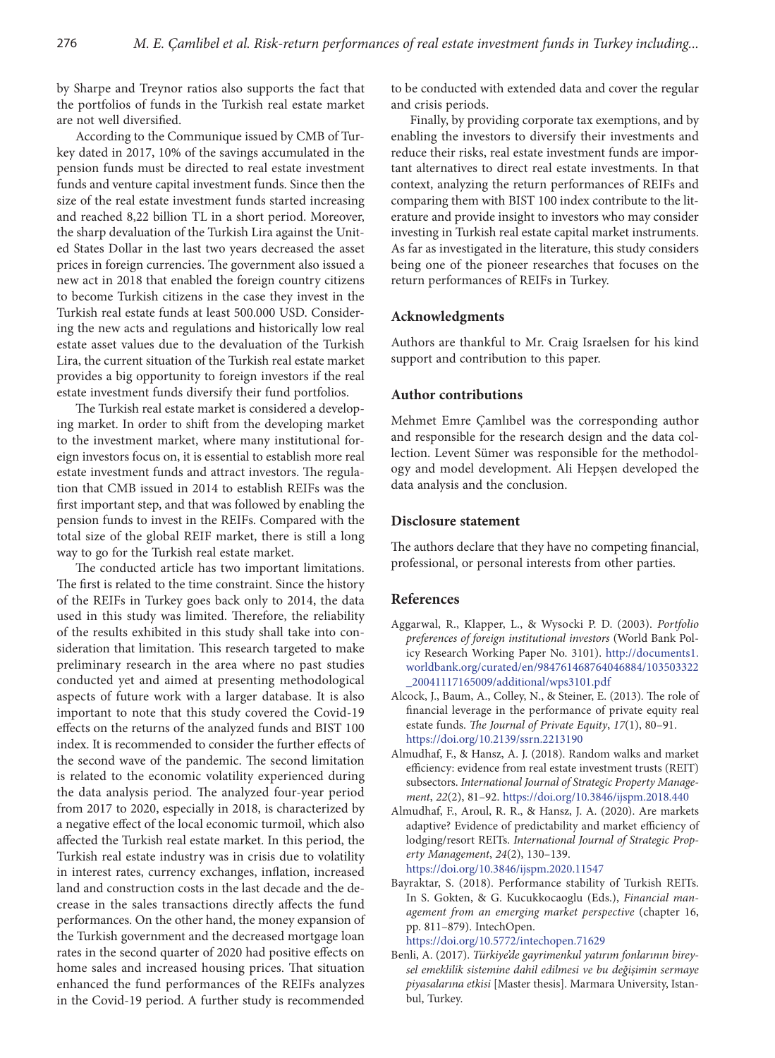by Sharpe and Treynor ratios also supports the fact that the portfolios of funds in the Turkish real estate market are not well diversified.

According to the Communique issued by CMB of Turkey dated in 2017, 10% of the savings accumulated in the pension funds must be directed to real estate investment funds and venture capital investment funds. Since then the size of the real estate investment funds started increasing and reached 8,22 billion TL in a short period. Moreover, the sharp devaluation of the Turkish Lira against the United States Dollar in the last two years decreased the asset prices in foreign currencies. The government also issued a new act in 2018 that enabled the foreign country citizens to become Turkish citizens in the case they invest in the Turkish real estate funds at least 500.000 USD. Considering the new acts and regulations and historically low real estate asset values due to the devaluation of the Turkish Lira, the current situation of the Turkish real estate market provides a big opportunity to foreign investors if the real estate investment funds diversify their fund portfolios.

The Turkish real estate market is considered a developing market. In order to shift from the developing market to the investment market, where many institutional foreign investors focus on, it is essential to establish more real estate investment funds and attract investors. The regulation that CMB issued in 2014 to establish REIFs was the first important step, and that was followed by enabling the pension funds to invest in the REIFs. Compared with the total size of the global REIF market, there is still a long way to go for the Turkish real estate market.

The conducted article has two important limitations. The first is related to the time constraint. Since the history of the REIFs in Turkey goes back only to 2014, the data used in this study was limited. Therefore, the reliability of the results exhibited in this study shall take into consideration that limitation. This research targeted to make preliminary research in the area where no past studies conducted yet and aimed at presenting methodological aspects of future work with a larger database. It is also important to note that this study covered the Covid-19 effects on the returns of the analyzed funds and BIST 100 index. It is recommended to consider the further effects of the second wave of the pandemic. The second limitation is related to the economic volatility experienced during the data analysis period. The analyzed four-year period from 2017 to 2020, especially in 2018, is characterized by a negative effect of the local economic turmoil, which also affected the Turkish real estate market. In this period, the Turkish real estate industry was in crisis due to volatility in interest rates, currency exchanges, inflation, increased land and construction costs in the last decade and the decrease in the sales transactions directly affects the fund performances. On the other hand, the money expansion of the Turkish government and the decreased mortgage loan rates in the second quarter of 2020 had positive effects on home sales and increased housing prices. That situation enhanced the fund performances of the REIFs analyzes in the Covid-19 period. A further study is recommended to be conducted with extended data and cover the regular and crisis periods.

Finally, by providing corporate tax exemptions, and by enabling the investors to diversify their investments and reduce their risks, real estate investment funds are important alternatives to direct real estate investments. In that context, analyzing the return performances of REIFs and comparing them with BIST 100 index contribute to the literature and provide insight to investors who may consider investing in Turkish real estate capital market instruments. As far as investigated in the literature, this study considers being one of the pioneer researches that focuses on the return performances of REIFs in Turkey.

## Acknowledgments

Authors are thankful to Mr. Craig Israelsen for his kind support and contribution to this paper.

## Author contributions

Mehmet Emre Çamlıbel was the corresponding author and responsible for the research design and the data collection. Levent Sümer was responsible for the methodology and model development. Ali Hepşen developed the data analysis and the conclusion.

## Disclosure statement

The authors declare that they have no competing financial, professional, or personal interests from other parties.

## References

Aggarwal, R., Klapper, L., & Wysocki P. D. (2003). *Portfolio preferences of foreign institutional investors* (World Bank Policy Research Working Paper No. 3101). http://documents1.worldbank.org/curated/en/984761468764046884/103503322_20041117165009/additional/wps3101.pdf

Alcock, J., Baum, A., Colley, N., & Steiner, E. (2013). The role of financial leverage in the performance of private equity real estate funds. *The Journal of Private Equity*, *17*(1), 80–91. https://doi.org/10.2139/ssrn.2213190

Almudhaf, F., & Hansz, A. J. (2018). Random walks and market efficiency: evidence from real estate investment trusts (REIT) subsectors. *International Journal of Strategic Property Management*, *22*(2), 81–92. https://doi.org/10.3846/ijspm.2018.440

Almudhaf, F., Aroul, R. R., & Hansz, J. A. (2020). Are markets adaptive? Evidence of predictability and market efficiency of lodging/resort REITs. *International Journal of Strategic Property Management*, *24*(2), 130–139. https://doi.org/10.3846/ijspm.2020.11547

Bayraktar, S. (2018). Performance stability of Turkish REITs. In S. Gokten, & G. Kucukkocaoglu (Eds.), *Financial management from an emerging market perspective* (chapter 16, pp. 811–879). IntechOpen. https://doi.org/10.5772/intechopen.71629

Benli, A. (2017). *Türkiye'de gayrimenkul yatırım fonlarının bireysel emeklilik sistemine dahil edilmesi ve bu değişimin sermaye piyasalarına etkisi* [Master thesis]. Marmara University, Istanbul, Turkey.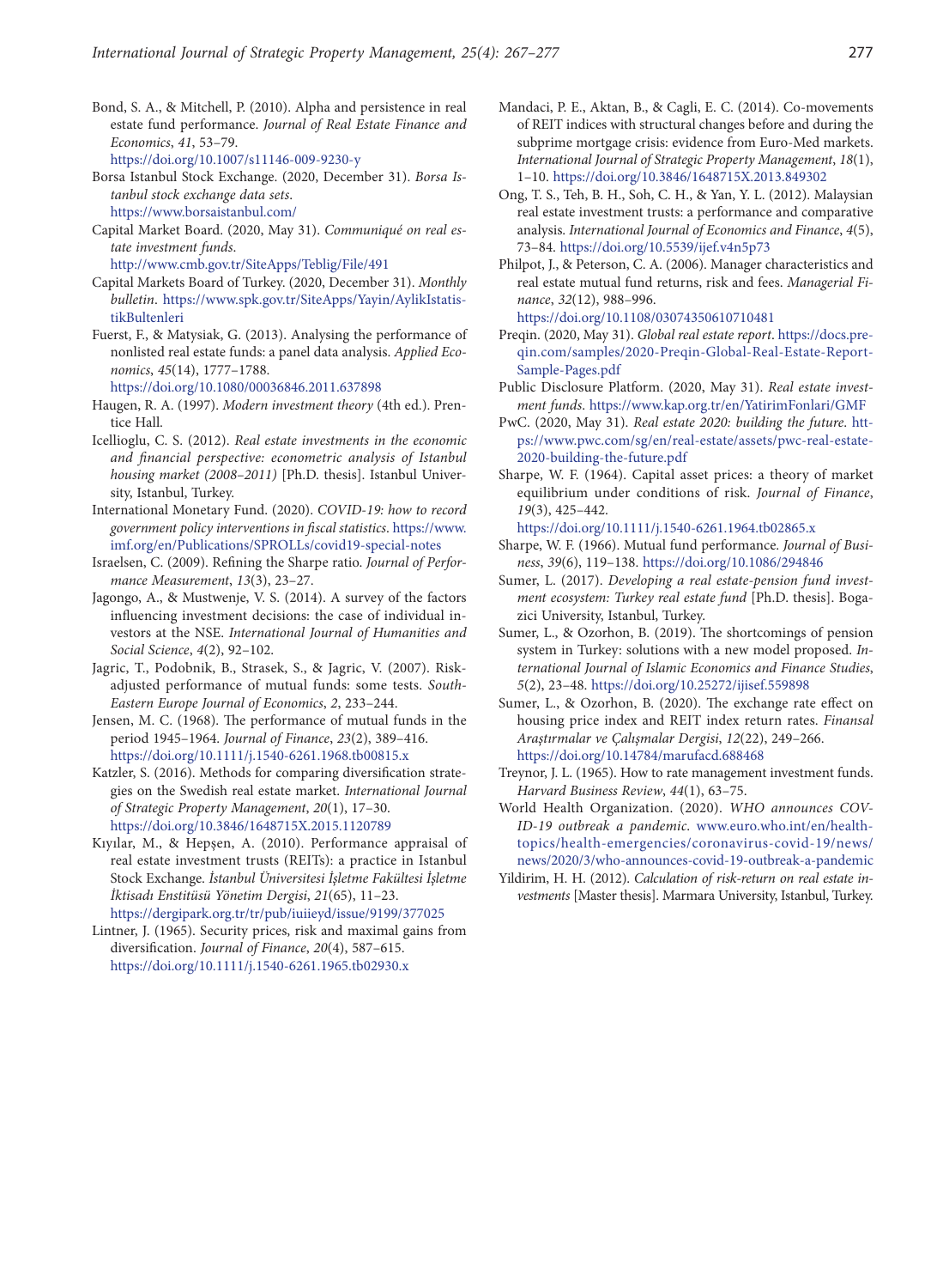Bond, S. A., & Mitchell, P. (2010). Alpha and persistence in real estate fund performance. *Journal of Real Estate Finance and Economics*, *41*, 53–79. https://doi.org/10.1007/s11146-009-9230-y

Borsa Istanbul Stock Exchange. (2020, December 31). *Borsa Istanbul stock exchange data sets*. https://www.borsaistanbul.com/

Capital Market Board. (2020, May 31). *Communiqué on real estate investment funds*. http://www.cmb.gov.tr/SiteApps/Teblig/File/491

Capital Markets Board of Turkey. (2020, December 31). *Monthly bulletin*. https://www.spk.gov.tr/SiteApps/Yayin/AylikIstatistikBultenleri

Fuerst, F., & Matysiak, G. (2013). Analysing the performance of nonlisted real estate funds: a panel data analysis. *Applied Economics*, *45*(14), 1777–1788. https://doi.org/10.1080/00036846.2011.637898

Haugen, R. A. (1997). *Modern investment theory* (4th ed.). Prentice Hall.

Icellioglu, C. S. (2012). *Real estate investments in the economic and financial perspective: econometric analysis of Istanbul housing market (2008–2011)* [Ph.D. thesis]. Istanbul University, Istanbul, Turkey.

International Monetary Fund. (2020). *COVID-19: how to record government policy interventions in fiscal statistics*. https://www.imf.org/en/Publications/SPROLLs/covid19-special-notes

Israelsen, C. (2009). Refining the Sharpe ratio. *Journal of Performance Measurement*, *13*(3), 23–27.

Jagongo, A., & Mustwenje, V. S. (2014). A survey of the factors influencing investment decisions: the case of individual investors at the NSE. *International Journal of Humanities and Social Science*, *4*(2), 92–102.

Jagric, T., Podobnik, B., Strasek, S., & Jagric, V. (2007). Risk-adjusted performance of mutual funds: some tests. *South-Eastern Europe Journal of Economics*, *2*, 233–244.

Jensen, M. C. (1968). The performance of mutual funds in the period 1945–1964. *Journal of Finance*, *23*(2), 389–416. https://doi.org/10.1111/j.1540-6261.1968.tb00815.x

Katzler, S. (2016). Methods for comparing diversification strategies on the Swedish real estate market. *International Journal of Strategic Property Management*, *20*(1), 17–30. https://doi.org/10.3846/1648715X.2015.1120789

Kıyılar, M., & Hepşen, A. (2010). Performance appraisal of real estate investment trusts (REITs): a practice in Istanbul Stock Exchange. *İstanbul Üniversitesi İşletme Fakültesi İşletme İktisadı Enstitüsü Yönetim Dergisi*, *21*(65), 11–23. https://dergipark.org.tr/tr/pub/iuiieyd/issue/9199/377025

Lintner, J. (1965). Security prices, risk and maximal gains from diversification. *Journal of Finance*, *20*(4), 587–615. https://doi.org/10.1111/j.1540-6261.1965.tb02930.x

Mandaci, P. E., Aktan, B., & Cagli, E. C. (2014). Co-movements of REIT indices with structural changes before and during the subprime mortgage crisis: evidence from Euro-Med markets. *International Journal of Strategic Property Management*, *18*(1), 1–10. https://doi.org/10.3846/1648715X.2013.849302

Ong, T. S., Teh, B. H., Soh, C. H., & Yan, Y. L. (2012). Malaysian real estate investment trusts: a performance and comparative analysis. *International Journal of Economics and Finance*, *4*(5), 73–84. https://doi.org/10.5539/ijef.v4n5p73

Philpot, J., & Peterson, C. A. (2006). Manager characteristics and real estate mutual fund returns, risk and fees. *Managerial Finance*, *32*(12), 988–996. https://doi.org/10.1108/03074350610710481

Preqin. (2020, May 31). *Global real estate report*. https://docs.preqin.com/samples/2020-Preqin-Global-Real-Estate-Report-Sample-Pages.pdf

Public Disclosure Platform. (2020, May 31). *Real estate investment funds*. https://www.kap.org.tr/en/YatirimFonlari/GMF

PwC. (2020, May 31). *Real estate 2020: building the future*. https://www.pwc.com/sg/en/real-estate/assets/pwc-real-estate-2020-building-the-future.pdf

Sharpe, W. F. (1964). Capital asset prices: a theory of market equilibrium under conditions of risk. *Journal of Finance*, *19*(3), 425–442. https://doi.org/10.1111/j.1540-6261.1964.tb02865.x

Sharpe, W. F. (1966). Mutual fund performance. *Journal of Business*, *39*(6), 119–138. https://doi.org/10.1086/294846

Sumer, L. (2017). *Developing a real estate-pension fund investment ecosystem: Turkey real estate fund* [Ph.D. thesis]. Bogazici University, Istanbul, Turkey.

Sumer, L., & Ozorhon, B. (2019). The shortcomings of pension system in Turkey: solutions with a new model proposed. *International Journal of Islamic Economics and Finance Studies*, *5*(2), 23–48. https://doi.org/10.25272/ijisef.559898

Sumer, L., & Ozorhon, B. (2020). The exchange rate effect on housing price index and REIT index return rates. *Finansal Araştırmalar ve Çalışmalar Dergisi*, *12*(22), 249–266. https://doi.org/10.14784/marufacd.688468

Treynor, J. L. (1965). How to rate management investment funds. *Harvard Business Review*, *44*(1), 63–75.

World Health Organization. (2020). *WHO announces COVID-19 outbreak a pandemic*. www.euro.who.int/en/health-topics/health-emergencies/coronavirus-covid-19/news/news/2020/3/who-announces-covid-19-outbreak-a-pandemic

Yildirim, H. H. (2012). *Calculation of risk-return on real estate investments* [Master thesis]. Marmara University, Istanbul, Turkey.